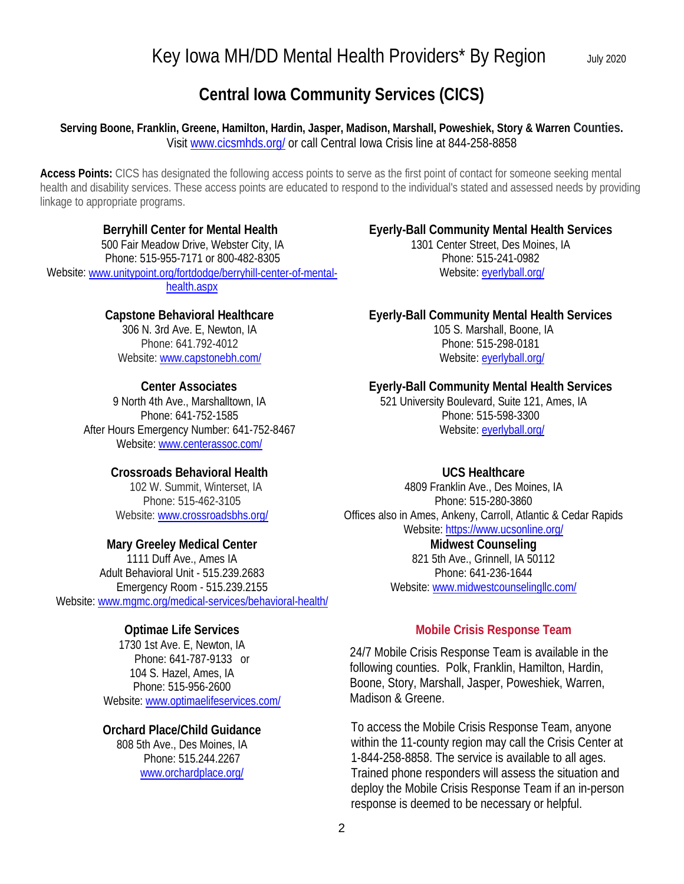# Key Iowa MH/DD Mental Health Providers* By Region

July 2020

## Central Iowa Community Services (CICS)

**Serving Boone, Franklin, Greene, Hamilton, Hardin, Jasper, Madison, Marshall, Poweshiek, Story & Warren Counties.**
Visit www.cicsmhds.org/ or call Central Iowa Crisis line at 844-258-8858

**Access Points:** CICS has designated the following access points to serve as the first point of contact for someone seeking mental health and disability services. These access points are educated to respond to the individual's stated and assessed needs by providing linkage to appropriate programs.

**Berryhill Center for Mental Health**
500 Fair Meadow Drive, Webster City, IA
Phone: 515-955-7171 or 800-482-8305
Website: www.unitypoint.org/fortdodge/berryhill-center-of-mental-health.aspx

**Capstone Behavioral Healthcare**
306 N. 3rd Ave. E, Newton, IA
Phone: 641.792-4012
Website: www.capstonebh.com/

**Center Associates**
9 North 4th Ave., Marshalltown, IA
Phone: 641-752-1585
After Hours Emergency Number: 641-752-8467
Website: www.centerassoc.com/

**Crossroads Behavioral Health**
102 W. Summit, Winterset, IA
Phone: 515-462-3105
Website: www.crossroadsbhs.org/

**Mary Greeley Medical Center**
1111 Duff Ave., Ames IA
Adult Behavioral Unit - 515.239.2683
Emergency Room - 515.239.2155
Website: www.mgmc.org/medical-services/behavioral-health/

**Optimae Life Services**
1730 1st Ave. E, Newton, IA
Phone: 641-787-9133 or
104 S. Hazel, Ames, IA
Phone: 515-956-2600
Website: www.optimaelifeservices.com/

**Orchard Place/Child Guidance**
808 5th Ave., Des Moines, IA
Phone: 515.244.2267
www.orchardplace.org/

**Eyerly-Ball Community Mental Health Services**
1301 Center Street, Des Moines, IA
Phone: 515-241-0982
Website: eyerlyball.org/

**Eyerly-Ball Community Mental Health Services**
105 S. Marshall, Boone, IA
Phone: 515-298-0181
Website: eyerlyball.org/

**Eyerly-Ball Community Mental Health Services**
521 University Boulevard, Suite 121, Ames, IA
Phone: 515-598-3300
Website: eyerlyball.org/

**UCS Healthcare**
4809 Franklin Ave., Des Moines, IA
Phone: 515-280-3860
Offices also in Ames, Ankeny, Carroll, Atlantic & Cedar Rapids
Website: https://www.ucsonline.org/

**Midwest Counseling**
821 5th Ave., Grinnell, IA 50112
Phone: 641-236-1644
Website: www.midwestcounselingllc.com/

### Mobile Crisis Response Team

24/7 Mobile Crisis Response Team is available in the following counties. Polk, Franklin, Hamilton, Hardin, Boone, Story, Marshall, Jasper, Poweshiek, Warren, Madison & Greene.

To access the Mobile Crisis Response Team, anyone within the 11-county region may call the Crisis Center at 1-844-258-8858. The service is available to all ages. Trained phone responders will assess the situation and deploy the Mobile Crisis Response Team if an in-person response is deemed to be necessary or helpful.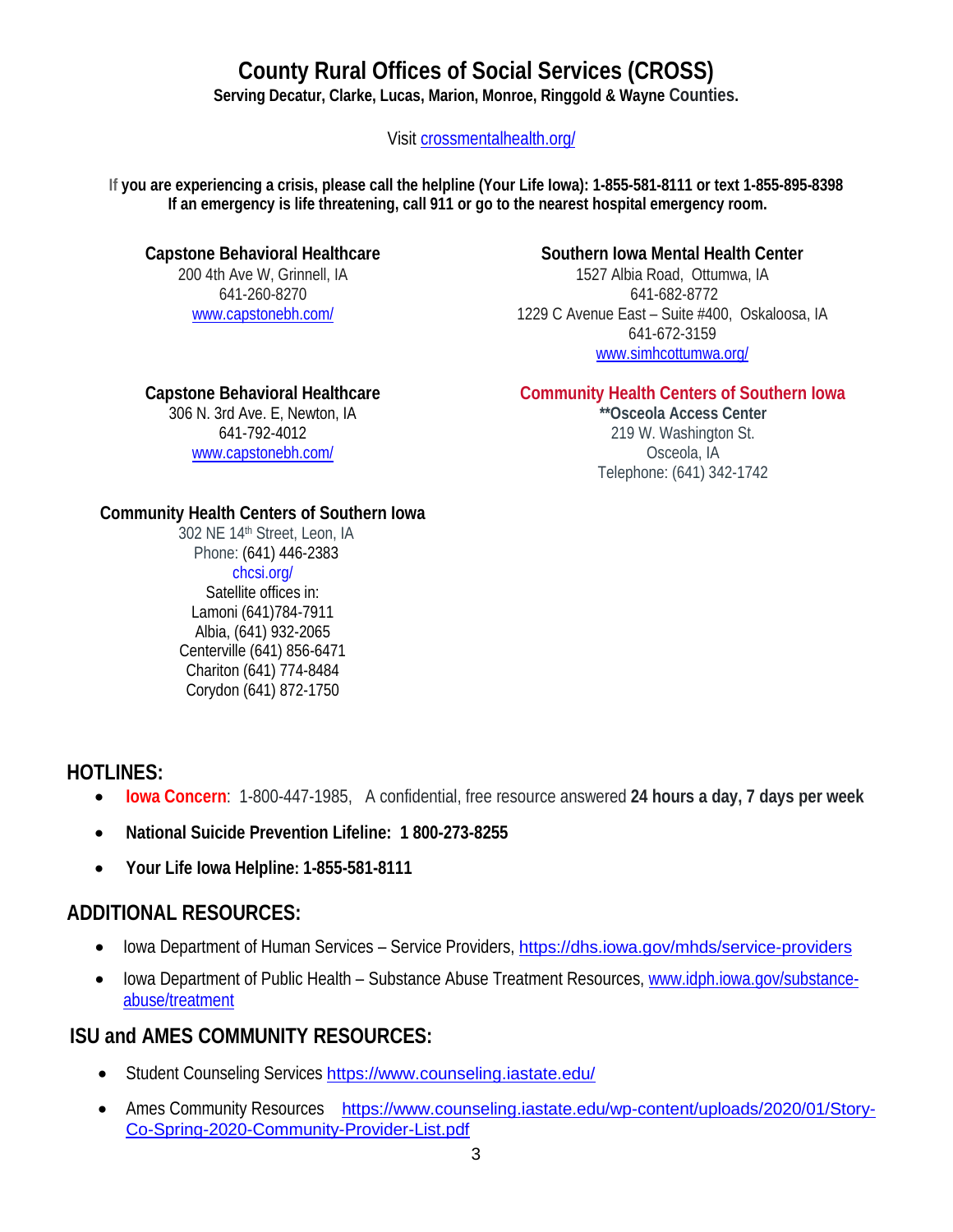# County Rural Offices of Social Services (CROSS)

**Serving Decatur, Clarke, Lucas, Marion, Monroe, Ringgold & Wayne Counties.**

Visit crossmentalhealth.org/

**If you are experiencing a crisis, please call the helpline (Your Life Iowa): 1-855-581-8111 or text 1-855-895-8398**
**If an emergency is life threatening, call 911 or go to the nearest hospital emergency room.**

**Capstone Behavioral Healthcare**
200 4th Ave W, Grinnell, IA
641-260-8270
www.capstonebh.com/

**Capstone Behavioral Healthcare**
306 N. 3rd Ave. E, Newton, IA
641-792-4012
www.capstonebh.com/

**Community Health Centers of Southern Iowa**
302 NE 14th Street, Leon, IA
Phone: (641) 446-2383
chcsi.org/
Satellite offices in:
Lamoni (641)784-7911
Albia, (641) 932-2065
Centerville (641) 856-6471
Chariton (641) 774-8484
Corydon (641) 872-1750

**Southern Iowa Mental Health Center**
1527 Albia Road, Ottumwa, IA
641-682-8772
1229 C Avenue East – Suite #400, Oskaloosa, IA
641-672-3159
www.simhcottumwa.org/

**Community Health Centers of Southern Iowa**
**\*\*Osceola Access Center**
219 W. Washington St.
Osceola, IA
Telephone: (641) 342-1742

## HOTLINES:

- **Iowa Concern**: 1-800-447-1985, A confidential, free resource answered **24 hours a day, 7 days per week**
- **National Suicide Prevention Lifeline: 1 800-273-8255**
- **Your Life Iowa Helpline: 1-855-581-8111**

## ADDITIONAL RESOURCES:

- Iowa Department of Human Services – Service Providers, https://dhs.iowa.gov/mhds/service-providers
- Iowa Department of Public Health – Substance Abuse Treatment Resources, www.idph.iowa.gov/substance-abuse/treatment

## ISU and AMES COMMUNITY RESOURCES:

- Student Counseling Services https://www.counseling.iastate.edu/
- Ames Community Resources https://www.counseling.iastate.edu/wp-content/uploads/2020/01/Story-Co-Spring-2020-Community-Provider-List.pdf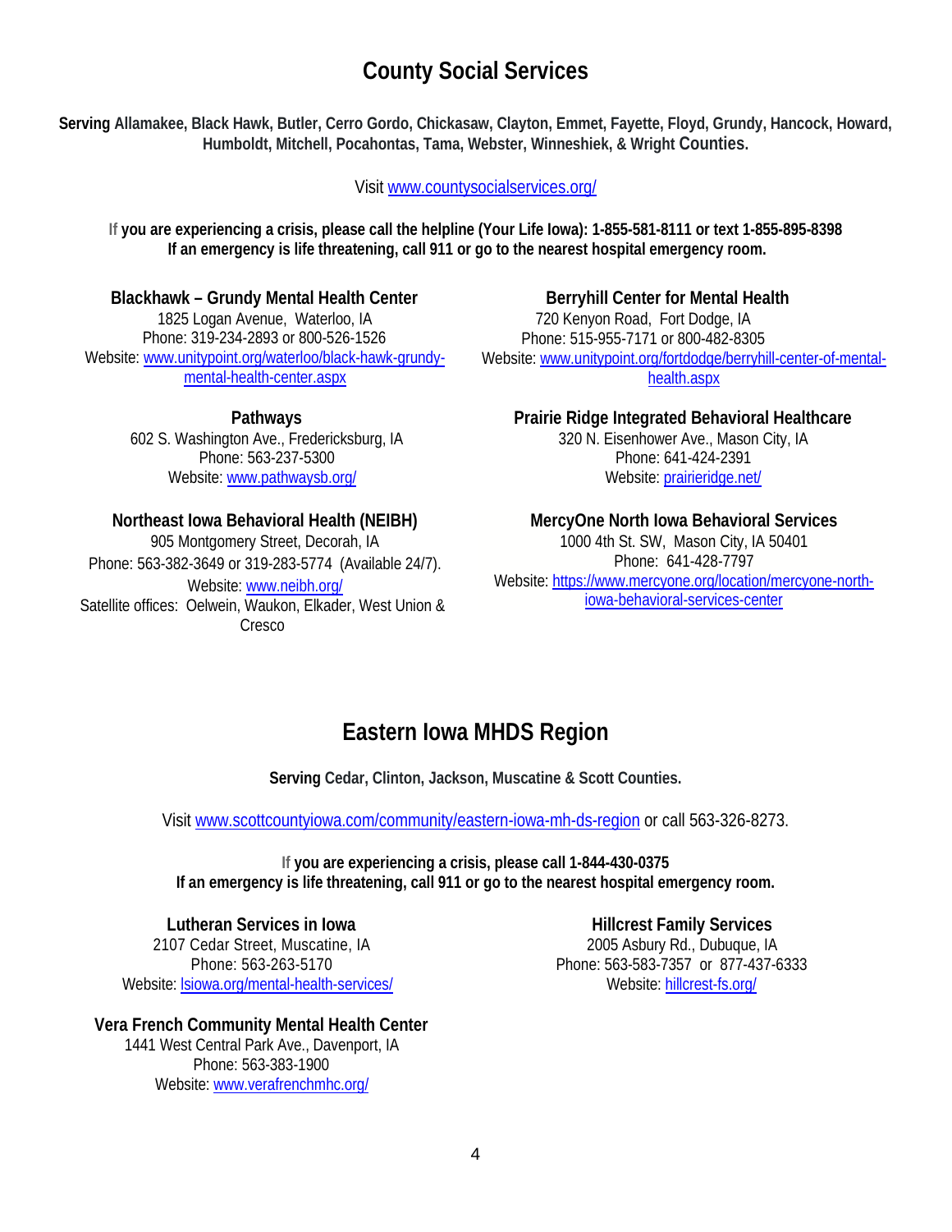## County Social Services

**Serving Allamakee, Black Hawk, Butler, Cerro Gordo, Chickasaw, Clayton, Emmet, Fayette, Floyd, Grundy, Hancock, Howard, Humboldt, Mitchell, Pocahontas, Tama, Webster, Winneshiek, & Wright Counties.**

Visit www.countysocialservices.org/

**If you are experiencing a crisis, please call the helpline (Your Life Iowa): 1-855-581-8111 or text 1-855-895-8398**
**If an emergency is life threatening, call 911 or go to the nearest hospital emergency room.**

**Blackhawk – Grundy Mental Health Center**
1825 Logan Avenue, Waterloo, IA
Phone: 319-234-2893 or 800-526-1526
Website: www.unitypoint.org/waterloo/black-hawk-grundy-mental-health-center.aspx

**Pathways**
602 S. Washington Ave., Fredericksburg, IA
Phone: 563-237-5300
Website: www.pathwaysb.org/

**Northeast Iowa Behavioral Health (NEIBH)**
905 Montgomery Street, Decorah, IA
Phone: 563-382-3649 or 319-283-5774 (Available 24/7).
Website: www.neibh.org/
Satellite offices: Oelwein, Waukon, Elkader, West Union & Cresco

**Berryhill Center for Mental Health**
720 Kenyon Road, Fort Dodge, IA
Phone: 515-955-7171 or 800-482-8305
Website: www.unitypoint.org/fortdodge/berryhill-center-of-mental-health.aspx

**Prairie Ridge Integrated Behavioral Healthcare**
320 N. Eisenhower Ave., Mason City, IA
Phone: 641-424-2391
Website: prairieridge.net/

**MercyOne North Iowa Behavioral Services**
1000 4th St. SW, Mason City, IA 50401
Phone: 641-428-7797
Website: https://www.mercyone.org/location/mercyone-north-iowa-behavioral-services-center

## Eastern Iowa MHDS Region

**Serving Cedar, Clinton, Jackson, Muscatine & Scott Counties.**

Visit www.scottcountyiowa.com/community/eastern-iowa-mh-ds-region or call 563-326-8273.

**If you are experiencing a crisis, please call 1-844-430-0375**
**If an emergency is life threatening, call 911 or go to the nearest hospital emergency room.**

**Lutheran Services in Iowa**
2107 Cedar Street, Muscatine, IA
Phone: 563-263-5170
Website: lsiowa.org/mental-health-services/

**Vera French Community Mental Health Center**
1441 West Central Park Ave., Davenport, IA
Phone: 563-383-1900
Website: www.verafrenchmhc.org/

**Hillcrest Family Services**
2005 Asbury Rd., Dubuque, IA
Phone: 563-583-7357 or 877-437-6333
Website: hillcrest-fs.org/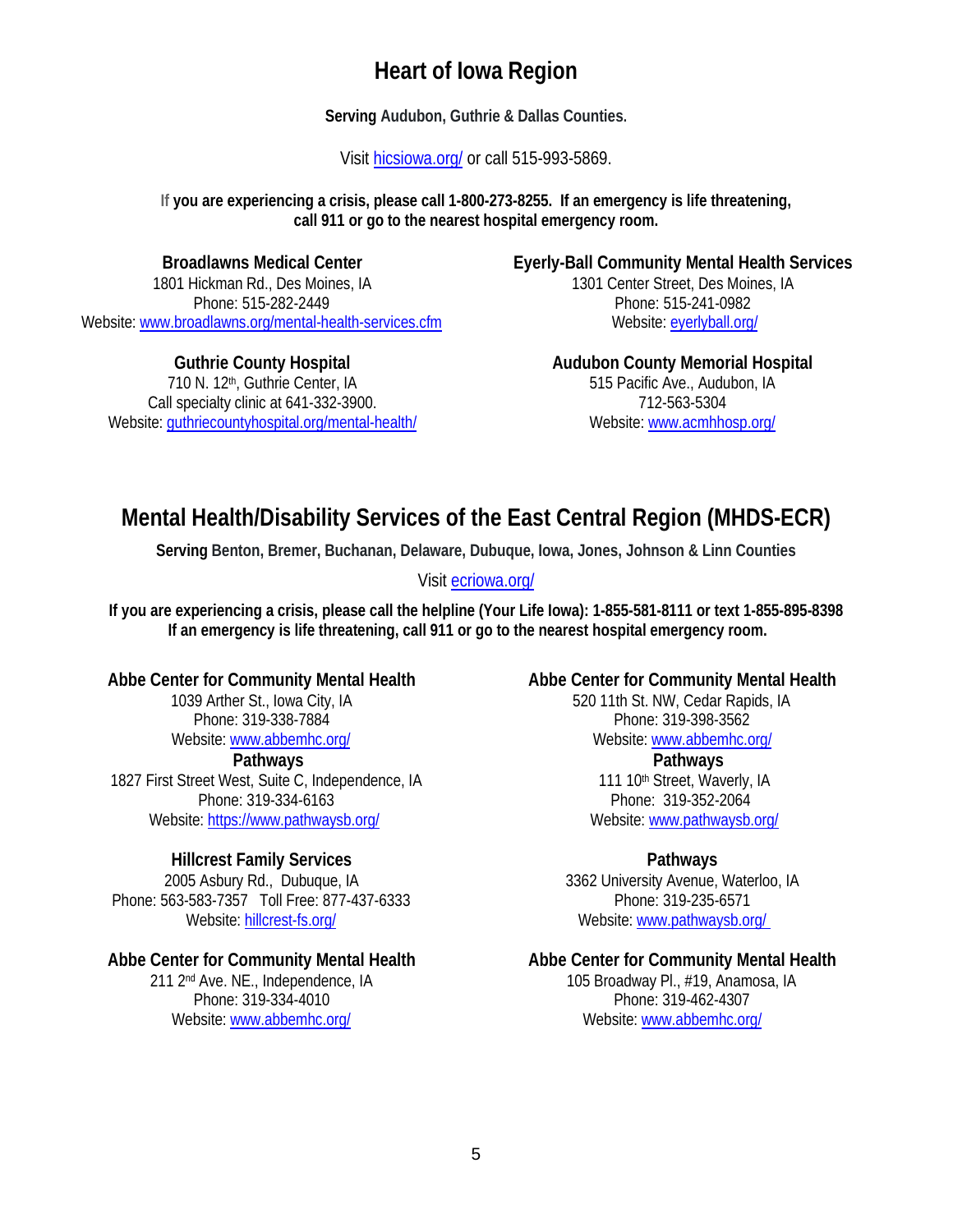## Heart of Iowa Region

**Serving Audubon, Guthrie & Dallas Counties.**

Visit hicsiowa.org/ or call 515-993-5869.

**If you are experiencing a crisis, please call 1-800-273-8255. If an emergency is life threatening, call 911 or go to the nearest hospital emergency room.**

**Broadlawns Medical Center**
1801 Hickman Rd., Des Moines, IA
Phone: 515-282-2449
Website: www.broadlawns.org/mental-health-services.cfm

**Eyerly-Ball Community Mental Health Services**
1301 Center Street, Des Moines, IA
Phone: 515-241-0982
Website: eyerlyball.org/

**Guthrie County Hospital**
710 N. 12th, Guthrie Center, IA
Call specialty clinic at 641-332-3900.
Website: guthriecountyhospital.org/mental-health/

**Audubon County Memorial Hospital**
515 Pacific Ave., Audubon, IA
712-563-5304
Website: www.acmhhosp.org/

## Mental Health/Disability Services of the East Central Region (MHDS-ECR)

**Serving Benton, Bremer, Buchanan, Delaware, Dubuque, Iowa, Jones, Johnson & Linn Counties**

Visit ecriowa.org/

**If you are experiencing a crisis, please call the helpline (Your Life Iowa): 1-855-581-8111 or text 1-855-895-8398**
**If an emergency is life threatening, call 911 or go to the nearest hospital emergency room.**

**Abbe Center for Community Mental Health**
1039 Arther St., Iowa City, IA
Phone: 319-338-7884
Website: www.abbemhc.org/

**Pathways**
1827 First Street West, Suite C, Independence, IA
Phone: 319-334-6163
Website: https://www.pathwaysb.org/

**Hillcrest Family Services**
2005 Asbury Rd., Dubuque, IA
Phone: 563-583-7357 Toll Free: 877-437-6333
Website: hillcrest-fs.org/

**Abbe Center for Community Mental Health**
211 2nd Ave. NE., Independence, IA
Phone: 319-334-4010
Website: www.abbemhc.org/

**Abbe Center for Community Mental Health**
520 11th St. NW, Cedar Rapids, IA
Phone: 319-398-3562
Website: www.abbemhc.org/

**Pathways**
111 10th Street, Waverly, IA
Phone: 319-352-2064
Website: www.pathwaysb.org/

**Pathways**
3362 University Avenue, Waterloo, IA
Phone: 319-235-6571
Website: www.pathwaysb.org/

**Abbe Center for Community Mental Health**
105 Broadway Pl., #19, Anamosa, IA
Phone: 319-462-4307
Website: www.abbemhc.org/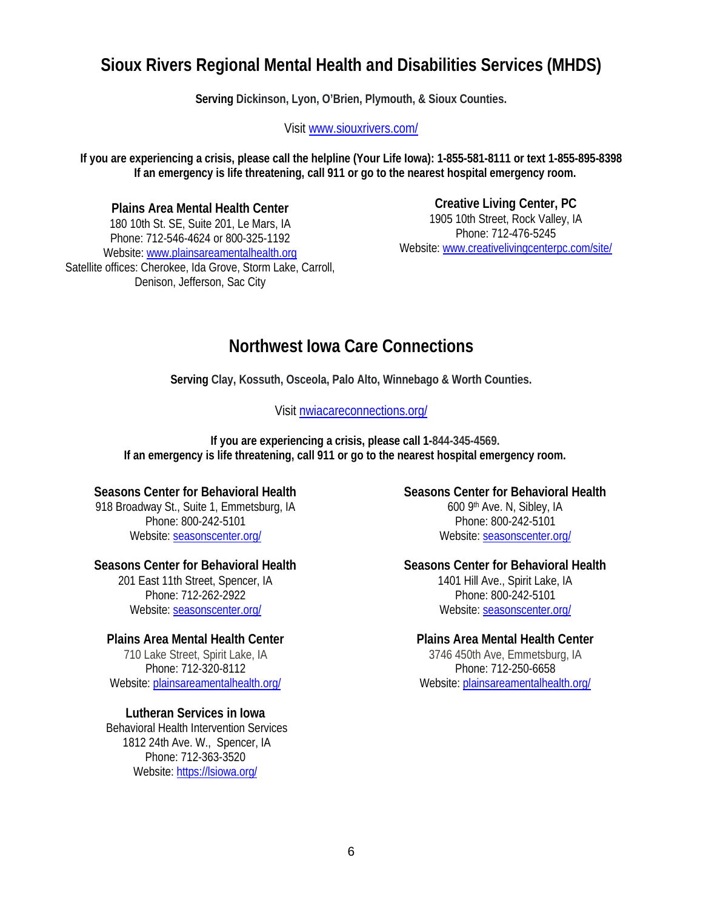## Sioux Rivers Regional Mental Health and Disabilities Services (MHDS)

**Serving Dickinson, Lyon, O'Brien, Plymouth, & Sioux Counties.**

Visit www.siouxrivers.com/

**If you are experiencing a crisis, please call the helpline (Your Life Iowa): 1-855-581-8111 or text 1-855-895-8398**
**If an emergency is life threatening, call 911 or go to the nearest hospital emergency room.**

**Plains Area Mental Health Center**
180 10th St. SE, Suite 201, Le Mars, IA
Phone: 712-546-4624 or 800-325-1192
Website: www.plainsareamentalhealth.org
Satellite offices: Cherokee, Ida Grove, Storm Lake, Carroll, Denison, Jefferson, Sac City

**Creative Living Center, PC**
1905 10th Street, Rock Valley, IA
Phone: 712-476-5245
Website: www.creativelivingcenterpc.com/site/

## Northwest Iowa Care Connections

**Serving Clay, Kossuth, Osceola, Palo Alto, Winnebago & Worth Counties.**

Visit nwiacareconnections.org/

**If you are experiencing a crisis, please call 1-844-345-4569.**
**If an emergency is life threatening, call 911 or go to the nearest hospital emergency room.**

**Seasons Center for Behavioral Health**
918 Broadway St., Suite 1, Emmetsburg, IA
Phone: 800-242-5101
Website: seasonscenter.org/

**Seasons Center for Behavioral Health**
600 9th Ave. N, Sibley, IA
Phone: 800-242-5101
Website: seasonscenter.org/

**Seasons Center for Behavioral Health**
201 East 11th Street, Spencer, IA
Phone: 712-262-2922
Website: seasonscenter.org/

**Seasons Center for Behavioral Health**
1401 Hill Ave., Spirit Lake, IA
Phone: 800-242-5101
Website: seasonscenter.org/

**Plains Area Mental Health Center**
710 Lake Street, Spirit Lake, IA
Phone: 712-320-8112
Website: plainsareamentalhealth.org/

**Plains Area Mental Health Center**
3746 450th Ave, Emmetsburg, IA
Phone: 712-250-6658
Website: plainsareamentalhealth.org/

**Lutheran Services in Iowa**
Behavioral Health Intervention Services
1812 24th Ave. W., Spencer, IA
Phone: 712-363-3520
Website: https://lsiowa.org/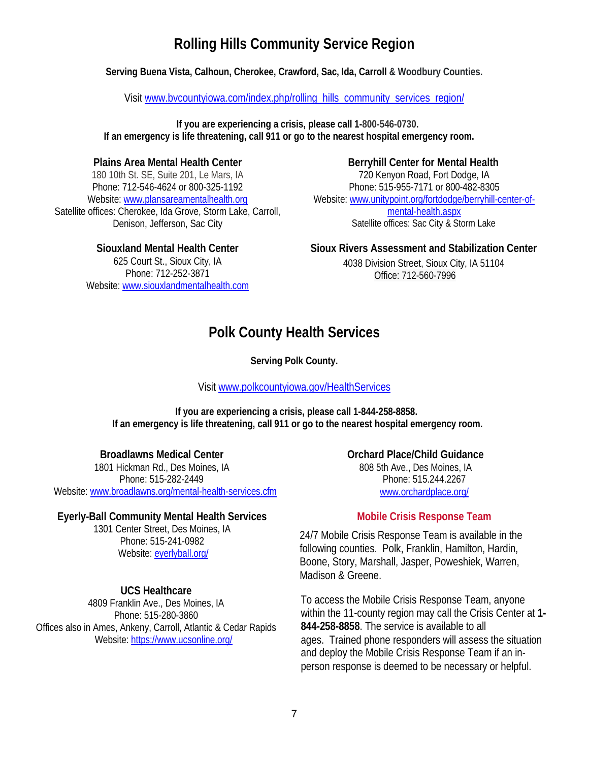# Rolling Hills Community Service Region

**Serving Buena Vista, Calhoun, Cherokee, Crawford, Sac, Ida, Carroll & Woodbury Counties.**

Visit [www.bvcountyiowa.com/index.php/rolling_hills_community_services_region/](www.bvcountyiowa.com/index.php/rolling_hills_community_services_region/)

**If you are experiencing a crisis, please call 1-800-546-0730.**
**If an emergency is life threatening, call 911 or go to the nearest hospital emergency room.**

**Plains Area Mental Health Center**
180 10th St. SE, Suite 201, Le Mars, IA
Phone: 712-546-4624 or 800-325-1192
Website: [www.plansareamentalhealth.org](www.plansareamentalhealth.org)
Satellite offices: Cherokee, Ida Grove, Storm Lake, Carroll, Denison, Jefferson, Sac City

**Siouxland Mental Health Center**
625 Court St., Sioux City, IA
Phone: 712-252-3871
Website: [www.siouxlandmentalhealth.com](www.siouxlandmentalhealth.com)

**Berryhill Center for Mental Health**
720 Kenyon Road, Fort Dodge, IA
Phone: 515-955-7171 or 800-482-8305
Website: [www.unitypoint.org/fortdodge/berryhill-center-of-mental-health.aspx](www.unitypoint.org/fortdodge/berryhill-center-of-mental-health.aspx)
Satellite offices: Sac City & Storm Lake

**Sioux Rivers Assessment and Stabilization Center**
4038 Division Street, Sioux City, IA 51104
Office: 712-560-7996

# Polk County Health Services

**Serving Polk County.**

Visit [www.polkcountyiowa.gov/HealthServices](www.polkcountyiowa.gov/HealthServices)

**If you are experiencing a crisis, please call 1-844-258-8858.**
**If an emergency is life threatening, call 911 or go to the nearest hospital emergency room.**

**Broadlawns Medical Center**
1801 Hickman Rd., Des Moines, IA
Phone: 515-282-2449
Website: [www.broadlawns.org/mental-health-services.cfm](www.broadlawns.org/mental-health-services.cfm)

**Eyerly-Ball Community Mental Health Services**
1301 Center Street, Des Moines, IA
Phone: 515-241-0982
Website: [eyerlyball.org/](eyerlyball.org/)

**UCS Healthcare**
4809 Franklin Ave., Des Moines, IA
Phone: 515-280-3860
Offices also in Ames, Ankeny, Carroll, Atlantic & Cedar Rapids
Website: [https://www.ucsonline.org/](https://www.ucsonline.org/)

**Orchard Place/Child Guidance**
808 5th Ave., Des Moines, IA
Phone: 515.244.2267
[www.orchardplace.org/](www.orchardplace.org/)

**Mobile Crisis Response Team**

24/7 Mobile Crisis Response Team is available in the following counties. Polk, Franklin, Hamilton, Hardin, Boone, Story, Marshall, Jasper, Poweshiek, Warren, Madison & Greene.

To access the Mobile Crisis Response Team, anyone within the 11-county region may call the Crisis Center at **1-844-258-8858**. The service is available to all ages. Trained phone responders will assess the situation and deploy the Mobile Crisis Response Team if an in-person response is deemed to be necessary or helpful.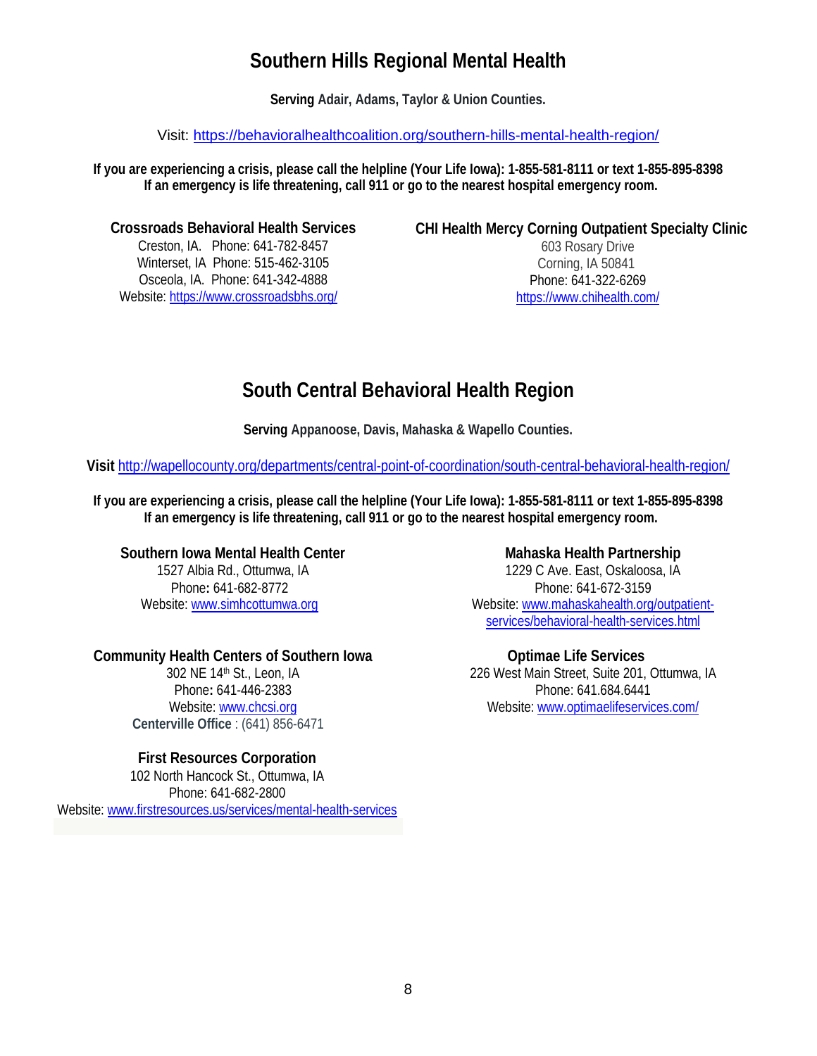## Southern Hills Regional Mental Health

**Serving Adair, Adams, Taylor & Union Counties.**

Visit: https://behavioralhealthcoalition.org/southern-hills-mental-health-region/

**If you are experiencing a crisis, please call the helpline (Your Life Iowa): 1-855-581-8111 or text 1-855-895-8398**
**If an emergency is life threatening, call 911 or go to the nearest hospital emergency room.**

**Crossroads Behavioral Health Services**
Creston, IA. Phone: 641-782-8457
Winterset, IA Phone: 515-462-3105
Osceola, IA. Phone: 641-342-4888
Website: https://www.crossroadsbhs.org/

**CHI Health Mercy Corning Outpatient Specialty Clinic**
603 Rosary Drive
Corning, IA 50841
Phone: 641-322-6269
https://www.chihealth.com/

## South Central Behavioral Health Region

**Serving Appanoose, Davis, Mahaska & Wapello Counties.**

**Visit** http://wapellocounty.org/departments/central-point-of-coordination/south-central-behavioral-health-region/

**If you are experiencing a crisis, please call the helpline (Your Life Iowa): 1-855-581-8111 or text 1-855-895-8398**
**If an emergency is life threatening, call 911 or go to the nearest hospital emergency room.**

**Southern Iowa Mental Health Center**
1527 Albia Rd., Ottumwa, IA
Phone: 641-682-8772
Website: www.simhcottumwa.org

**Community Health Centers of Southern Iowa**
302 NE 14th St., Leon, IA
Phone: 641-446-2383
Website: www.chcsi.org
**Centerville Office** : (641) 856-6471

**First Resources Corporation**
102 North Hancock St., Ottumwa, IA
Phone: 641-682-2800
Website: www.firstresources.us/services/mental-health-services

**Mahaska Health Partnership**
1229 C Ave. East, Oskaloosa, IA
Phone: 641-672-3159
Website: www.mahaskahealth.org/outpatient-services/behavioral-health-services.html

**Optimae Life Services**
226 West Main Street, Suite 201, Ottumwa, IA
Phone: 641.684.6441
Website: www.optimaelifeservices.com/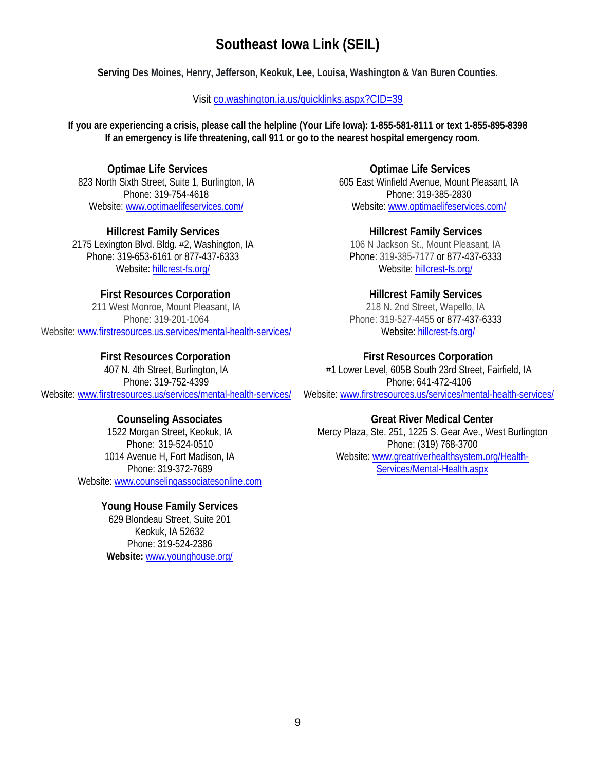# Southeast Iowa Link (SEIL)

**Serving Des Moines, Henry, Jefferson, Keokuk, Lee, Louisa, Washington & Van Buren Counties.**

Visit co.washington.ia.us/quicklinks.aspx?CID=39

**If you are experiencing a crisis, please call the helpline (Your Life Iowa): 1-855-581-8111 or text 1-855-895-8398**
**If an emergency is life threatening, call 911 or go to the nearest hospital emergency room.**

**Optimae Life Services**
823 North Sixth Street, Suite 1, Burlington, IA
Phone: 319-754-4618
Website: www.optimaelifeservices.com/

**Hillcrest Family Services**
2175 Lexington Blvd. Bldg. #2, Washington, IA
Phone: 319-653-6161 or 877-437-6333
Website: hillcrest-fs.org/

**First Resources Corporation**
211 West Monroe, Mount Pleasant, IA
Phone: 319-201-1064
Website: www.firstresources.us.services/mental-health-services/

**First Resources Corporation**
407 N. 4th Street, Burlington, IA
Phone: 319-752-4399
Website: www.firstresources.us/services/mental-health-services/

**Counseling Associates**
1522 Morgan Street, Keokuk, IA
Phone: 319-524-0510
1014 Avenue H, Fort Madison, IA
Phone: 319-372-7689
Website: www.counselingassociatesonline.com

**Young House Family Services**
629 Blondeau Street, Suite 201
Keokuk, IA 52632
Phone: 319-524-2386
**Website:** www.younghouse.org/

**Optimae Life Services**
605 East Winfield Avenue, Mount Pleasant, IA
Phone: 319-385-2830
Website: www.optimaelifeservices.com/

**Hillcrest Family Services**
106 N Jackson St., Mount Pleasant, IA
Phone: 319-385-7177 or 877-437-6333
Website: hillcrest-fs.org/

**Hillcrest Family Services**
218 N. 2nd Street, Wapello, IA
Phone: 319-527-4455 or 877-437-6333
Website: hillcrest-fs.org/

**First Resources Corporation**
#1 Lower Level, 605B South 23rd Street, Fairfield, IA
Phone: 641-472-4106
Website: www.firstresources.us/services/mental-health-services/

**Great River Medical Center**
Mercy Plaza, Ste. 251, 1225 S. Gear Ave., West Burlington
Phone: (319) 768-3700
Website: www.greatriverhealthsystem.org/Health-Services/Mental-Health.aspx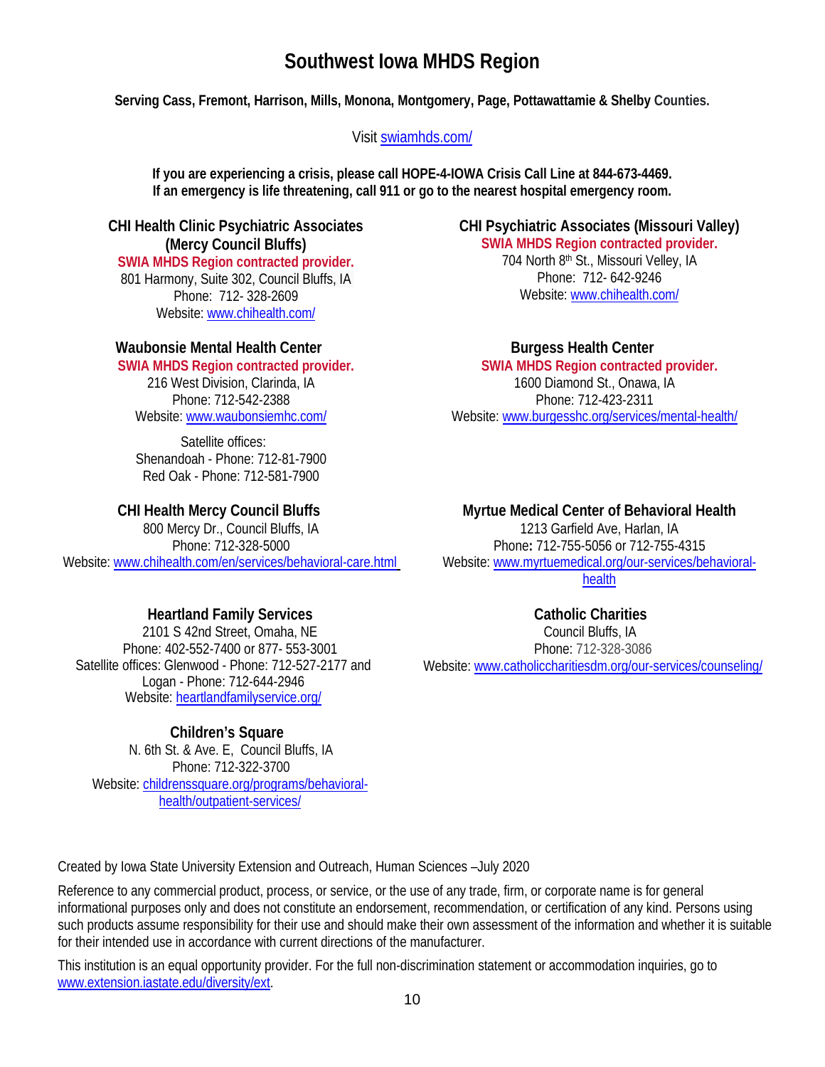# Southwest Iowa MHDS Region

**Serving Cass, Fremont, Harrison, Mills, Monona, Montgomery, Page, Pottawattamie & Shelby Counties.**

Visit swiamhds.com/

**If you are experiencing a crisis, please call HOPE-4-IOWA Crisis Call Line at 844-673-4469.**
**If an emergency is life threatening, call 911 or go to the nearest hospital emergency room.**

### CHI Health Clinic Psychiatric Associates (Mercy Council Bluffs)

**SWIA MHDS Region contracted provider.**
801 Harmony, Suite 302, Council Bluffs, IA
Phone: 712- 328-2609
Website: www.chihealth.com/

### Waubonsie Mental Health Center

**SWIA MHDS Region contracted provider.**
216 West Division, Clarinda, IA
Phone: 712-542-2388
Website: www.waubonsiemhc.com/

Satellite offices:
Shenandoah - Phone: 712-81-7900
Red Oak - Phone: 712-581-7900

### CHI Health Mercy Council Bluffs

800 Mercy Dr., Council Bluffs, IA
Phone: 712-328-5000
Website: www.chihealth.com/en/services/behavioral-care.html

### Heartland Family Services

2101 S 42nd Street, Omaha, NE
Phone: 402-552-7400 or 877- 553-3001
Satellite offices: Glenwood - Phone: 712-527-2177 and Logan - Phone: 712-644-2946
Website: heartlandfamilyservice.org/

### Children's Square

N. 6th St. & Ave. E, Council Bluffs, IA
Phone: 712-322-3700
Website: childrenssquare.org/programs/behavioral-health/outpatient-services/

### CHI Psychiatric Associates (Missouri Valley)

**SWIA MHDS Region contracted provider.**
704 North 8th St., Missouri Velley, IA
Phone: 712- 642-9246
Website: www.chihealth.com/

### Burgess Health Center

**SWIA MHDS Region contracted provider.**
1600 Diamond St., Onawa, IA
Phone: 712-423-2311
Website: www.burgesshc.org/services/mental-health/

### Myrtue Medical Center of Behavioral Health

1213 Garfield Ave, Harlan, IA
Phone**:** 712-755-5056 or 712-755-4315
Website: www.myrtuemedical.org/our-services/behavioral-health

### Catholic Charities

Council Bluffs, IA
Phone: 712-328-3086
Website: www.catholiccharitiesdm.org/our-services/counseling/

Created by Iowa State University Extension and Outreach, Human Sciences –July 2020

Reference to any commercial product, process, or service, or the use of any trade, firm, or corporate name is for general informational purposes only and does not constitute an endorsement, recommendation, or certification of any kind. Persons using such products assume responsibility for their use and should make their own assessment of the information and whether it is suitable for their intended use in accordance with current directions of the manufacturer.

This institution is an equal opportunity provider. For the full non-discrimination statement or accommodation inquiries, go to www.extension.iastate.edu/diversity/ext.